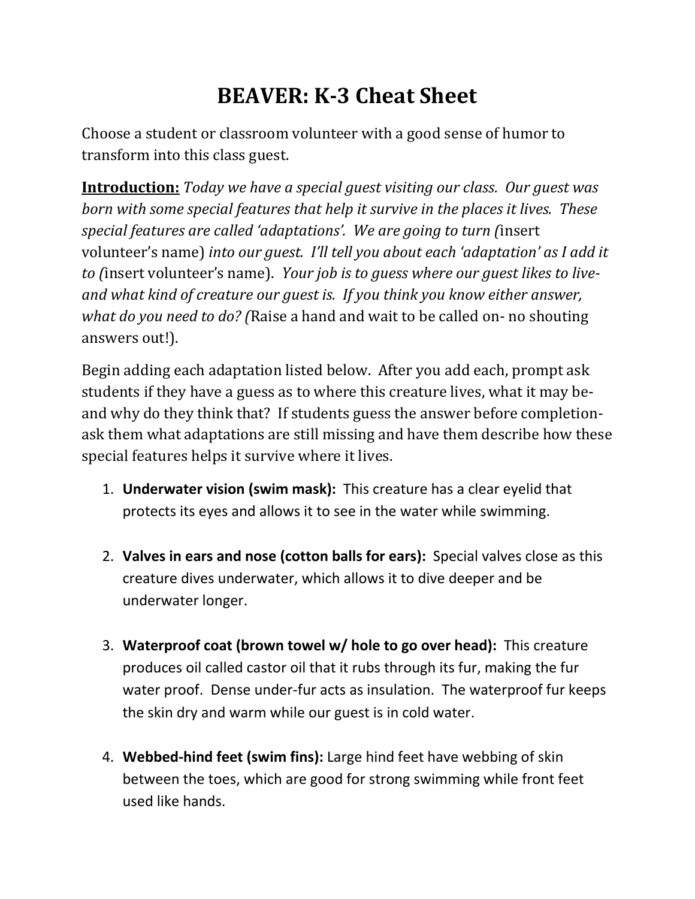# BEAVER: K-3 Cheat Sheet

Choose a student or classroom volunteer with a good sense of humor to transform into this class guest.

**Introduction:** *Today we have a special guest visiting our class. Our guest was born with some special features that help it survive in the places it lives. These special features are called 'adaptations'. We are going to turn (*insert volunteer's name) *into our guest. I'll tell you about each 'adaptation' as I add it to (*insert volunteer's name). *Your job is to guess where our guest likes to live- and what kind of creature our guest is. If you think you know either answer, what do you need to do? (*Raise a hand and wait to be called on- no shouting answers out!).

Begin adding each adaptation listed below. After you add each, prompt ask students if they have a guess as to where this creature lives, what it may be- and why do they think that? If students guess the answer before completion- ask them what adaptations are still missing and have them describe how these special features helps it survive where it lives.

1. **Underwater vision (swim mask):** This creature has a clear eyelid that protects its eyes and allows it to see in the water while swimming.

2. **Valves in ears and nose (cotton balls for ears):** Special valves close as this creature dives underwater, which allows it to dive deeper and be underwater longer.

3. **Waterproof coat (brown towel w/ hole to go over head):** This creature produces oil called castor oil that it rubs through its fur, making the fur water proof. Dense under-fur acts as insulation. The waterproof fur keeps the skin dry and warm while our guest is in cold water.

4. **Webbed-hind feet (swim fins):** Large hind feet have webbing of skin between the toes, which are good for strong swimming while front feet used like hands.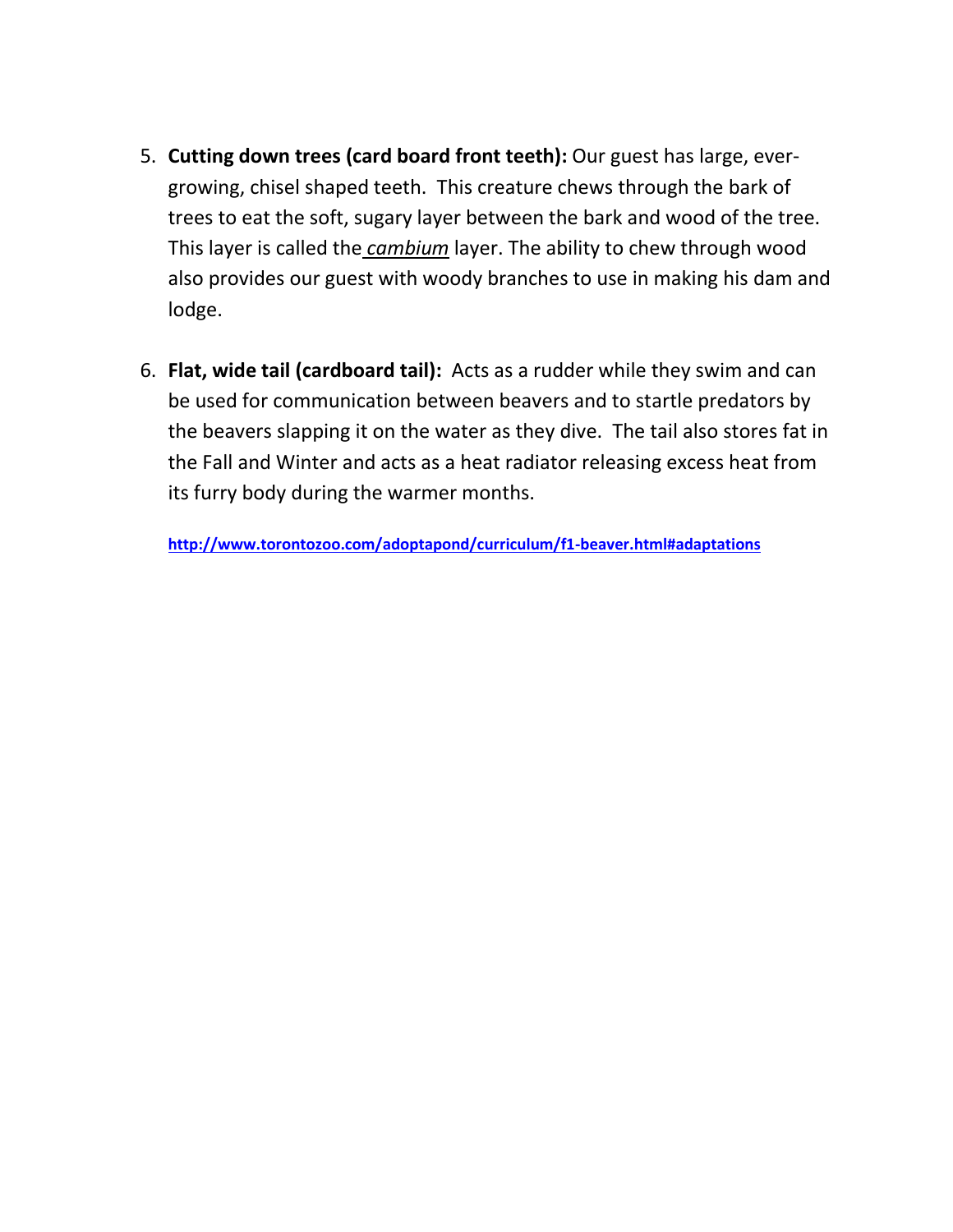5. **Cutting down trees (card board front teeth):** Our guest has large, ever-growing, chisel shaped teeth. This creature chews through the bark of trees to eat the soft, sugary layer between the bark and wood of the tree. This layer is called the *cambium* layer. The ability to chew through wood also provides our guest with woody branches to use in making his dam and lodge.

6. **Flat, wide tail (cardboard tail):** Acts as a rudder while they swim and can be used for communication between beavers and to startle predators by the beavers slapping it on the water as they dive. The tail also stores fat in the Fall and Winter and acts as a heat radiator releasing excess heat from its furry body during the warmer months.

**http://www.torontozoo.com/adoptapond/curriculum/f1-beaver.html#adaptations**